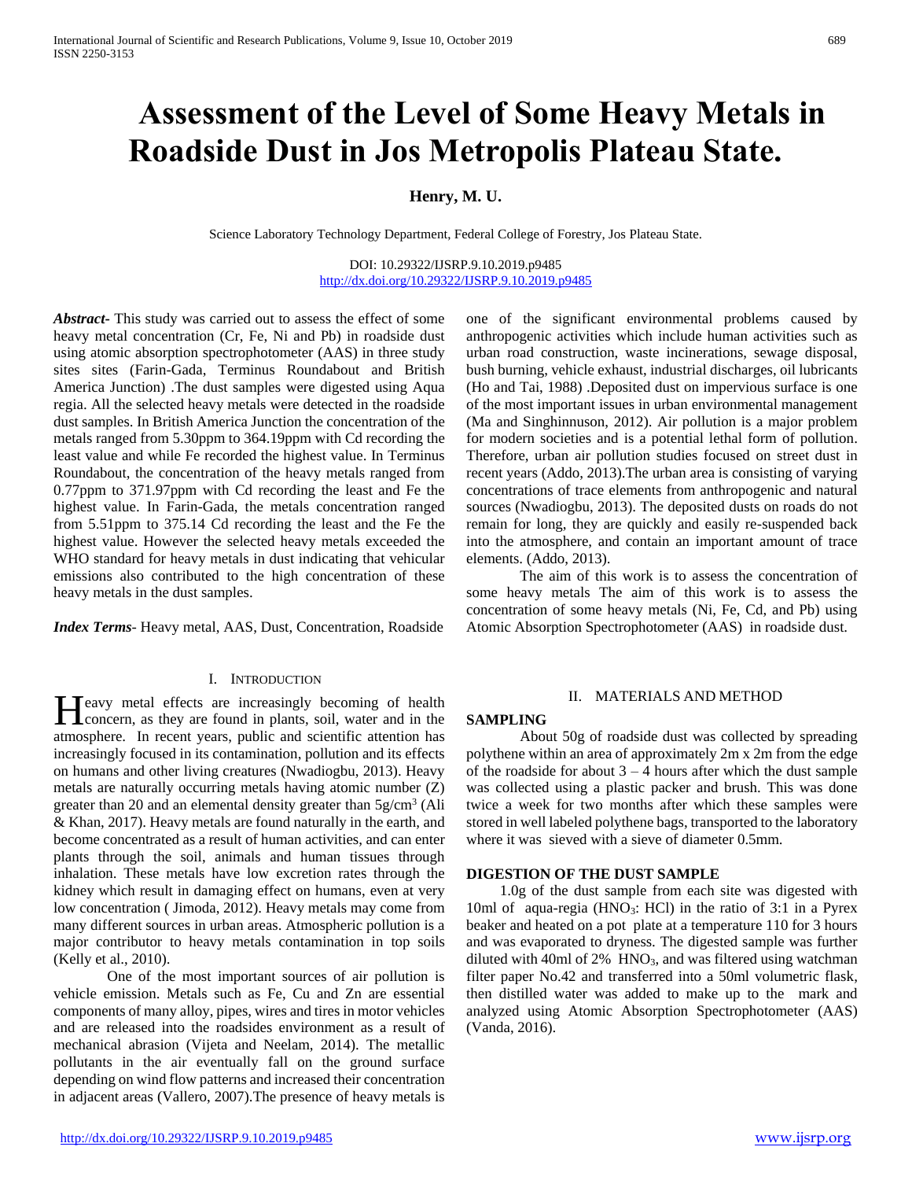# Assessment of the Level of Some Heavy Metals in Roadside Dust in Jos Metropolis Plateau State.

**Henry, M. U.**

Science Laboratory Technology Department, Federal College of Forestry, Jos Plateau State.

DOI: 10.29322/IJSRP.9.10.2019.p9485
http://dx.doi.org/10.29322/IJSRP.9.10.2019.p9485

***Abstract*-** This study was carried out to assess the effect of some heavy metal concentration (Cr, Fe, Ni and Pb) in roadside dust using atomic absorption spectrophotometer (AAS) in three study sites sites (Farin-Gada, Terminus Roundabout and British America Junction) .The dust samples were digested using Aqua regia. All the selected heavy metals were detected in the roadside dust samples. In British America Junction the concentration of the metals ranged from 5.30ppm to 364.19ppm with Cd recording the least value and while Fe recorded the highest value. In Terminus Roundabout, the concentration of the heavy metals ranged from 0.77ppm to 371.97ppm with Cd recording the least and Fe the highest value. In Farin-Gada, the metals concentration ranged from 5.51ppm to 375.14 Cd recording the least and the Fe the highest value. However the selected heavy metals exceeded the WHO standard for heavy metals in dust indicating that vehicular emissions also contributed to the high concentration of these heavy metals in the dust samples.

***Index Terms*-** Heavy metal, AAS, Dust, Concentration, Roadside

## I. Introduction

Heavy metal effects are increasingly becoming of health concern, as they are found in plants, soil, water and in the atmosphere. In recent years, public and scientific attention has increasingly focused in its contamination, pollution and its effects on humans and other living creatures (Nwadiogbu, 2013). Heavy metals are naturally occurring metals having atomic number (Z) greater than 20 and an elemental density greater than $5g/cm^3$ (Ali & Khan, 2017). Heavy metals are found naturally in the earth, and become concentrated as a result of human activities, and can enter plants through the soil, animals and human tissues through inhalation. These metals have low excretion rates through the kidney which result in damaging effect on humans, even at very low concentration ( Jimoda, 2012). Heavy metals may come from many different sources in urban areas. Atmospheric pollution is a major contributor to heavy metals contamination in top soils (Kelly et al., 2010).

One of the most important sources of air pollution is vehicle emission. Metals such as Fe, Cu and Zn are essential components of many alloy, pipes, wires and tires in motor vehicles and are released into the roadsides environment as a result of mechanical abrasion (Vijeta and Neelam, 2014). The metallic pollutants in the air eventually fall on the ground surface depending on wind flow patterns and increased their concentration in adjacent areas (Vallero, 2007).The presence of heavy metals is one of the significant environmental problems caused by anthropogenic activities which include human activities such as urban road construction, waste incinerations, sewage disposal, bush burning, vehicle exhaust, industrial discharges, oil lubricants (Ho and Tai, 1988) .Deposited dust on impervious surface is one of the most important issues in urban environmental management (Ma and Singhinnuson, 2012). Air pollution is a major problem for modern societies and is a potential lethal form of pollution. Therefore, urban air pollution studies focused on street dust in recent years (Addo, 2013).The urban area is consisting of varying concentrations of trace elements from anthropogenic and natural sources (Nwadiogbu, 2013). The deposited dusts on roads do not remain for long, they are quickly and easily re-suspended back into the atmosphere, and contain an important amount of trace elements. (Addo, 2013).

The aim of this work is to assess the concentration of some heavy metals The aim of this work is to assess the concentration of some heavy metals (Ni, Fe, Cd, and Pb) using Atomic Absorption Spectrophotometer (AAS) in roadside dust.

## II. Materials and Method

### SAMPLING

About 50g of roadside dust was collected by spreading polythene within an area of approximately 2m x 2m from the edge of the roadside for about 3 – 4 hours after which the dust sample was collected using a plastic packer and brush. This was done twice a week for two months after which these samples were stored in well labeled polythene bags, transported to the laboratory where it was sieved with a sieve of diameter 0.5mm.

### DIGESTION OF THE DUST SAMPLE

1.0g of the dust sample from each site was digested with 10ml of aqua-regia ($HNO_3$: HCl) in the ratio of 3:1 in a Pyrex beaker and heated on a pot plate at a temperature 110 for 3 hours and was evaporated to dryness. The digested sample was further diluted with 40ml of 2% $HNO_3$, and was filtered using watchman filter paper No.42 and transferred into a 50ml volumetric flask, then distilled water was added to make up to the mark and analyzed using Atomic Absorption Spectrophotometer (AAS) (Vanda, 2016).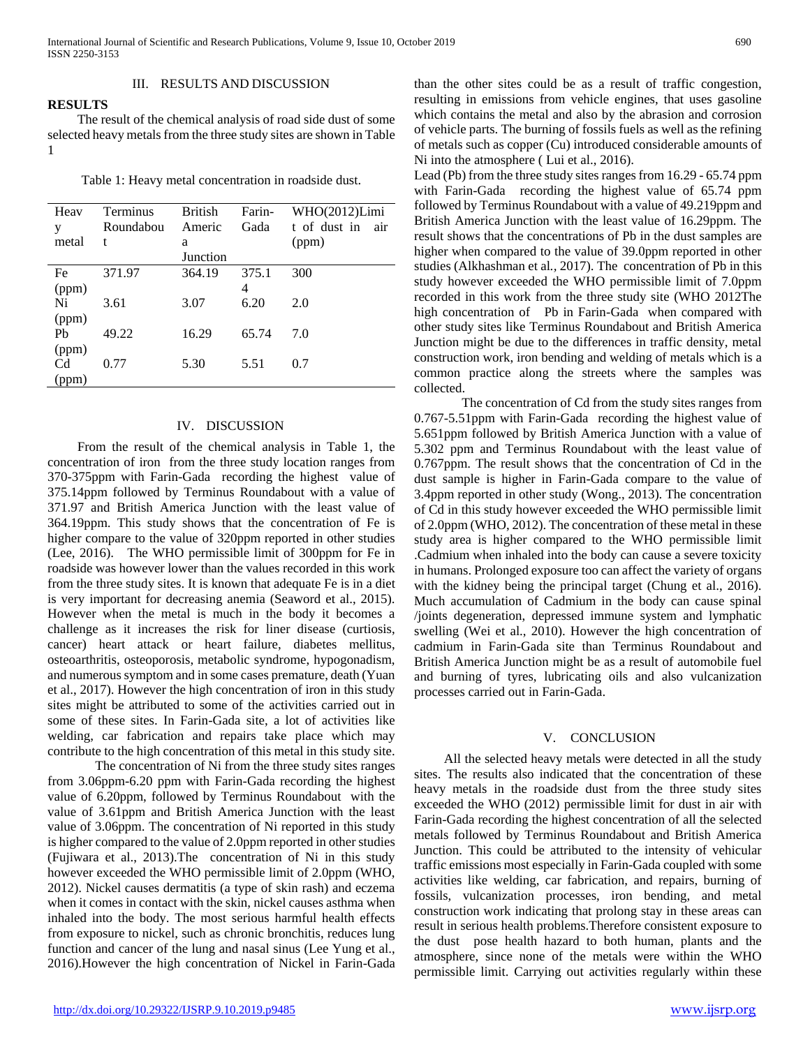## III. RESULTS AND DISCUSSION

**RESULTS**

The result of the chemical analysis of road side dust of some selected heavy metals from the three study sites are shown in Table 1

Table 1: Heavy metal concentration in roadside dust.

| Heavy metal | Terminus Roundabout | British America Junction | Farin-Gada | WHO(2012)Limit of dust in air (ppm) |
|---|---|---|---|---|
| Fe (ppm) | 371.97 | 364.19 | 375.14 | 300 |
| Ni (ppm) | 3.61 | 3.07 | 6.20 | 2.0 |
| Pb (ppm) | 49.22 | 16.29 | 65.74 | 7.0 |
| Cd (ppm) | 0.77 | 5.30 | 5.51 | 0.7 |

## IV. DISCUSSION

From the result of the chemical analysis in Table 1, the concentration of iron from the three study location ranges from 370-375ppm with Farin-Gada recording the highest value of 375.14ppm followed by Terminus Roundabout with a value of 371.97 and British America Junction with the least value of 364.19ppm. This study shows that the concentration of Fe is higher compare to the value of 320ppm reported in other studies (Lee, 2016). The WHO permissible limit of 300ppm for Fe in roadside was however lower than the values recorded in this work from the three study sites. It is known that adequate Fe is in a diet is very important for decreasing anemia (Seaword et al., 2015). However when the metal is much in the body it becomes a challenge as it increases the risk for liner disease (curtiosis, cancer) heart attack or heart failure, diabetes mellitus, osteoarthritis, osteoporosis, metabolic syndrome, hypogonadism, and numerous symptom and in some cases premature, death (Yuan et al., 2017). However the high concentration of iron in this study sites might be attributed to some of the activities carried out in some of these sites. In Farin-Gada site, a lot of activities like welding, car fabrication and repairs take place which may contribute to the high concentration of this metal in this study site.

The concentration of Ni from the three study sites ranges from 3.06ppm-6.20 ppm with Farin-Gada recording the highest value of 6.20ppm, followed by Terminus Roundabout with the value of 3.61ppm and British America Junction with the least value of 3.06ppm. The concentration of Ni reported in this study is higher compared to the value of 2.0ppm reported in other studies (Fujiwara et al., 2013).The concentration of Ni in this study however exceeded the WHO permissible limit of 2.0ppm (WHO, 2012). Nickel causes dermatitis (a type of skin rash) and eczema when it comes in contact with the skin, nickel causes asthma when inhaled into the body. The most serious harmful health effects from exposure to nickel, such as chronic bronchitis, reduces lung function and cancer of the lung and nasal sinus (Lee Yung et al., 2016).However the high concentration of Nickel in Farin-Gada than the other sites could be as a result of traffic congestion, resulting in emissions from vehicle engines, that uses gasoline which contains the metal and also by the abrasion and corrosion of vehicle parts. The burning of fossils fuels as well as the refining of metals such as copper (Cu) introduced considerable amounts of Ni into the atmosphere ( Lui et al., 2016).

Lead (Pb) from the three study sites ranges from 16.29 - 65.74 ppm with Farin-Gada recording the highest value of 65.74 ppm followed by Terminus Roundabout with a value of 49.219ppm and British America Junction with the least value of 16.29ppm. The result shows that the concentrations of Pb in the dust samples are higher when compared to the value of 39.0ppm reported in other studies (Alkhashman et al., 2017). The concentration of Pb in this study however exceeded the WHO permissible limit of 7.0ppm recorded in this work from the three study site (WHO 2012The high concentration of Pb in Farin-Gada when compared with other study sites like Terminus Roundabout and British America Junction might be due to the differences in traffic density, metal construction work, iron bending and welding of metals which is a common practice along the streets where the samples was collected.

The concentration of Cd from the study sites ranges from 0.767-5.51ppm with Farin-Gada recording the highest value of 5.651ppm followed by British America Junction with a value of 5.302 ppm and Terminus Roundabout with the least value of 0.767ppm. The result shows that the concentration of Cd in the dust sample is higher in Farin-Gada compare to the value of 3.4ppm reported in other study (Wong., 2013). The concentration of Cd in this study however exceeded the WHO permissible limit of 2.0ppm (WHO, 2012). The concentration of these metal in these study area is higher compared to the WHO permissible limit .Cadmium when inhaled into the body can cause a severe toxicity in humans. Prolonged exposure too can affect the variety of organs with the kidney being the principal target (Chung et al., 2016). Much accumulation of Cadmium in the body can cause spinal /joints degeneration, depressed immune system and lymphatic swelling (Wei et al., 2010). However the high concentration of cadmium in Farin-Gada site than Terminus Roundabout and British America Junction might be as a result of automobile fuel and burning of tyres, lubricating oils and also vulcanization processes carried out in Farin-Gada.

## V. CONCLUSION

All the selected heavy metals were detected in all the study sites. The results also indicated that the concentration of these heavy metals in the roadside dust from the three study sites exceeded the WHO (2012) permissible limit for dust in air with Farin-Gada recording the highest concentration of all the selected metals followed by Terminus Roundabout and British America Junction. This could be attributed to the intensity of vehicular traffic emissions most especially in Farin-Gada coupled with some activities like welding, car fabrication, and repairs, burning of fossils, vulcanization processes, iron bending, and metal construction work indicating that prolong stay in these areas can result in serious health problems.Therefore consistent exposure to the dust pose health hazard to both human, plants and the atmosphere, since none of the metals were within the WHO permissible limit. Carrying out activities regularly within these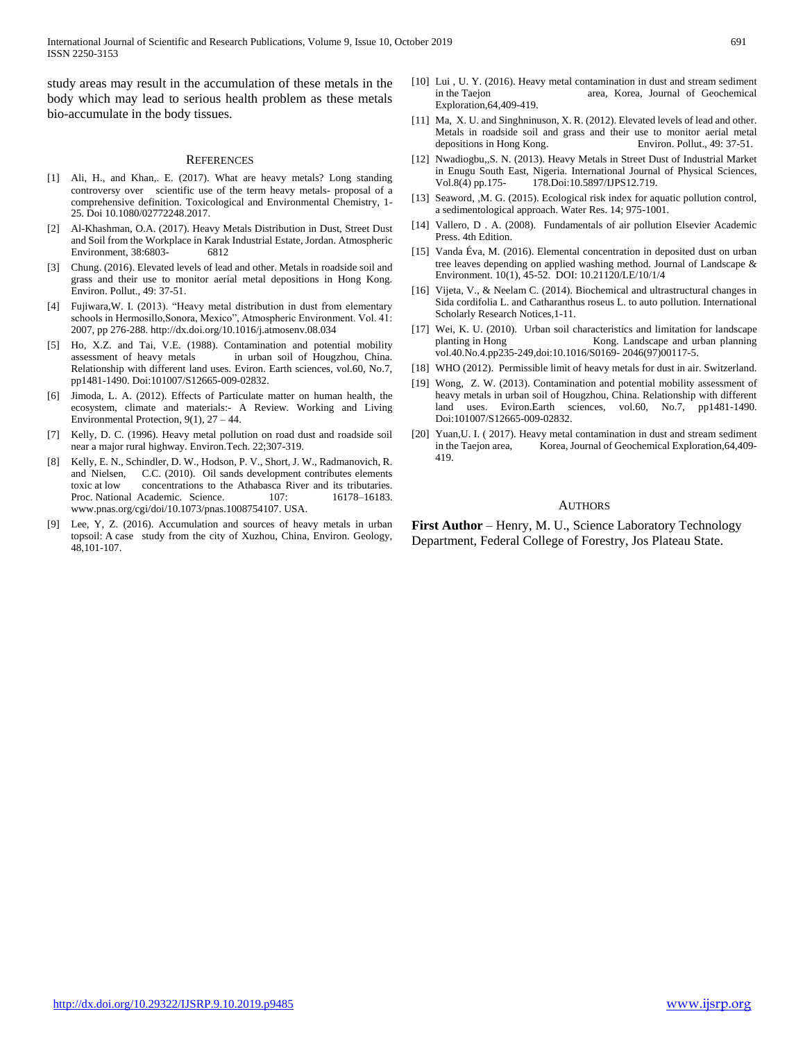study areas may result in the accumulation of these metals in the body which may lead to serious health problem as these metals bio-accumulate in the body tissues.

## REFERENCES

[1] Ali, H., and Khan,. E. (2017). What are heavy metals? Long standing controversy over scientific use of the term heavy metals- proposal of a comprehensive definition. Toxicological and Environmental Chemistry, 1-25. Doi 10.1080/02772248.2017.

[2] Al-Khashman, O.A. (2017). Heavy Metals Distribution in Dust, Street Dust and Soil from the Workplace in Karak Industrial Estate, Jordan. Atmospheric Environment, 38:6803- 6812

[3] Chung. (2016). Elevated levels of lead and other. Metals in roadside soil and grass and their use to monitor aerial metal depositions in Hong Kong. Environ. Pollut., 49: 37-51.

[4] Fujiwara,W. I. (2013). "Heavy metal distribution in dust from elementary schools in Hermosillo,Sonora, Mexico", Atmospheric Environment. Vol. 41: 2007, pp 276-288. http://dx.doi.org/10.1016/j.atmosenv.08.034

[5] Ho, X.Z. and Tai, V.E. (1988). Contamination and potential mobility assessment of heavy metals in urban soil of Hougzhou, China. Relationship with different land uses. Eviron. Earth sciences, vol.60, No.7, pp1481-1490. Doi:101007/S12665-009-02832.

[6] Jimoda, L. A. (2012). Effects of Particulate matter on human health, the ecosystem, climate and materials:- A Review. Working and Living Environmental Protection, 9(1), 27 – 44.

[7] Kelly, D. C. (1996). Heavy metal pollution on road dust and roadside soil near a major rural highway. Environ.Tech. 22;307-319.

[8] Kelly, E. N., Schindler, D. W., Hodson, P. V., Short, J. W., Radmanovich, R. and Nielsen, C.C. (2010). Oil sands development contributes elements toxic at low concentrations to the Athabasca River and its tributaries. Proc. National Academic. Science. 107: 16178–16183. www.pnas.org/cgi/doi/10.1073/pnas.1008754107. USA.

[9] Lee, Y, Z. (2016). Accumulation and sources of heavy metals in urban topsoil: A case study from the city of Xuzhou, China, Environ. Geology, 48,101-107.

[10] Lui , U. Y. (2016). Heavy metal contamination in dust and stream sediment in the Taejon area, Korea, Journal of Geochemical Exploration,64,409-419.

[11] Ma, X. U. and Singhninuson, X. R. (2012). Elevated levels of lead and other. Metals in roadside soil and grass and their use to monitor aerial metal depositions in Hong Kong. Environ. Pollut., 49: 37-51.

[12] Nwadiogbu,,S. N. (2013). Heavy Metals in Street Dust of Industrial Market in Enugu South East, Nigeria. International Journal of Physical Sciences, Vol.8(4) pp.175- 178.Doi:10.5897/IJPS12.719.

[13] Seaword, ,M. G. (2015). Ecological risk index for aquatic pollution control, a sedimentological approach. Water Res. 14; 975-1001.

[14] Vallero, D . A. (2008). Fundamentals of air pollution Elsevier Academic Press. 4th Edition.

[15] Vanda Éva, M. (2016). Elemental concentration in deposited dust on urban tree leaves depending on applied washing method. Journal of Landscape & Environment. 10(1), 45-52. DOI: 10.21120/LE/10/1/4

[16] Vijeta, V., & Neelam C. (2014). Biochemical and ultrastructural changes in Sida cordifolia L. and Catharanthus roseus L. to auto pollution. International Scholarly Research Notices,1-11.

[17] Wei, K. U. (2010). Urban soil characteristics and limitation for landscape planting in Hong Kong. Landscape and urban planning vol.40.No.4.pp235-249,doi:10.1016/S0169- 2046(97)00117-5.

[18] WHO (2012). Permissible limit of heavy metals for dust in air. Switzerland.

[19] Wong, Z. W. (2013). Contamination and potential mobility assessment of heavy metals in urban soil of Hougzhou, China. Relationship with different land uses. Eviron.Earth sciences, vol.60, No.7, pp1481-1490. Doi:101007/S12665-009-02832.

[20] Yuan,U. I. ( 2017). Heavy metal contamination in dust and stream sediment in the Taejon area, Korea, Journal of Geochemical Exploration,64,409-419.

## AUTHORS

**First Author** – Henry, M. U., Science Laboratory Technology Department, Federal College of Forestry, Jos Plateau State.